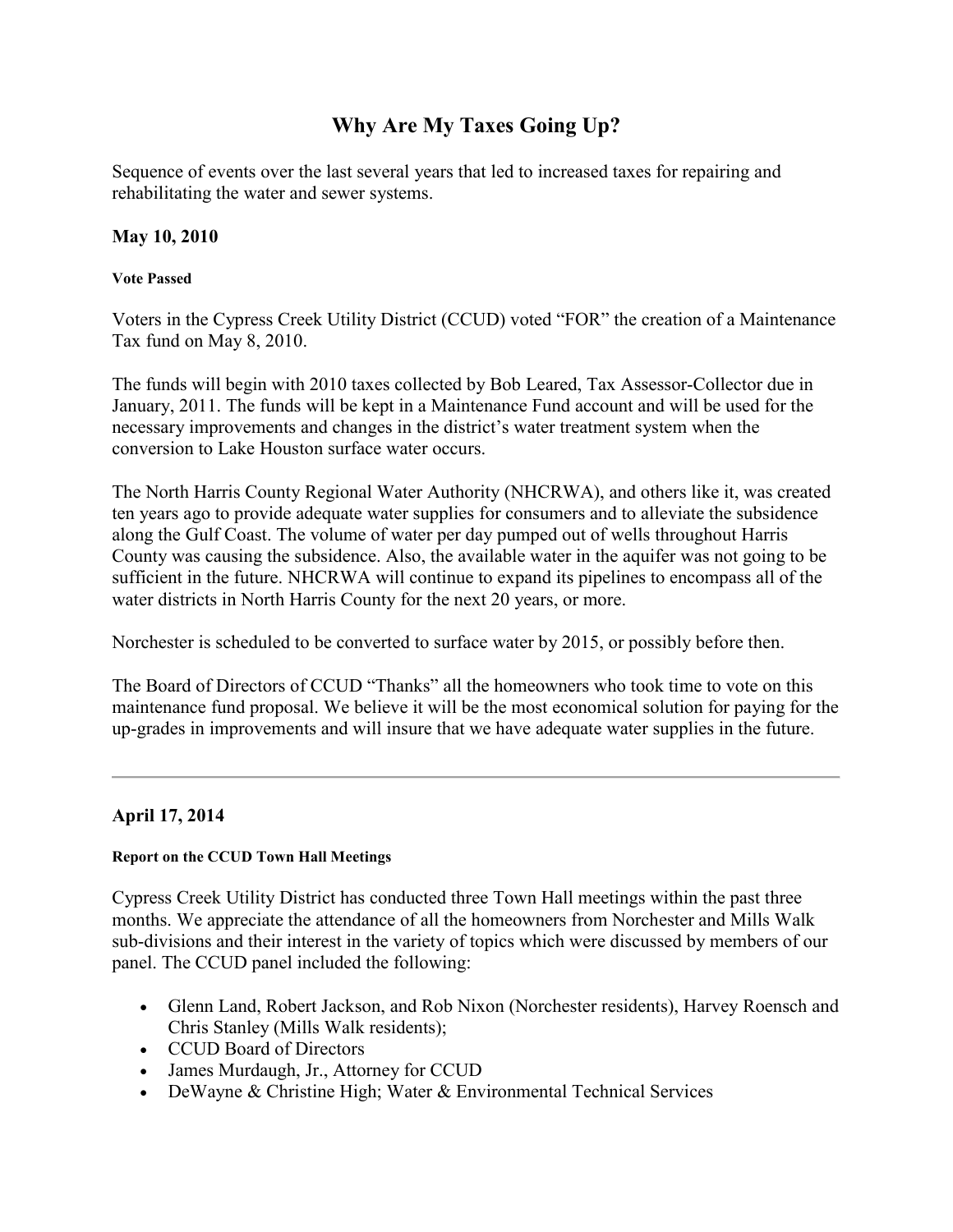# Why Are My Taxes Going Up?

Sequence of events over the last several years that led to increased taxes for repairing and rehabilitating the water and sewer systems.

### May 10, 2010

#### Vote Passed

Voters in the Cypress Creek Utility District (CCUD) voted "FOR" the creation of a Maintenance Tax fund on May 8, 2010.

The funds will begin with 2010 taxes collected by Bob Leared, Tax Assessor-Collector due in January, 2011. The funds will be kept in a Maintenance Fund account and will be used for the necessary improvements and changes in the district's water treatment system when the conversion to Lake Houston surface water occurs.

The North Harris County Regional Water Authority (NHCRWA), and others like it, was created ten years ago to provide adequate water supplies for consumers and to alleviate the subsidence along the Gulf Coast. The volume of water per day pumped out of wells throughout Harris County was causing the subsidence. Also, the available water in the aquifer was not going to be sufficient in the future. NHCRWA will continue to expand its pipelines to encompass all of the water districts in North Harris County for the next 20 years, or more.

Norchester is scheduled to be converted to surface water by 2015, or possibly before then.

The Board of Directors of CCUD "Thanks" all the homeowners who took time to vote on this maintenance fund proposal. We believe it will be the most economical solution for paying for the up-grades in improvements and will insure that we have adequate water supplies in the future.

---

### April 17, 2014

#### Report on the CCUD Town Hall Meetings

Cypress Creek Utility District has conducted three Town Hall meetings within the past three months. We appreciate the attendance of all the homeowners from Norchester and Mills Walk sub-divisions and their interest in the variety of topics which were discussed by members of our panel. The CCUD panel included the following:

- Glenn Land, Robert Jackson, and Rob Nixon (Norchester residents), Harvey Roensch and Chris Stanley (Mills Walk residents);
- CCUD Board of Directors
- James Murdaugh, Jr., Attorney for CCUD
- DeWayne & Christine High; Water & Environmental Technical Services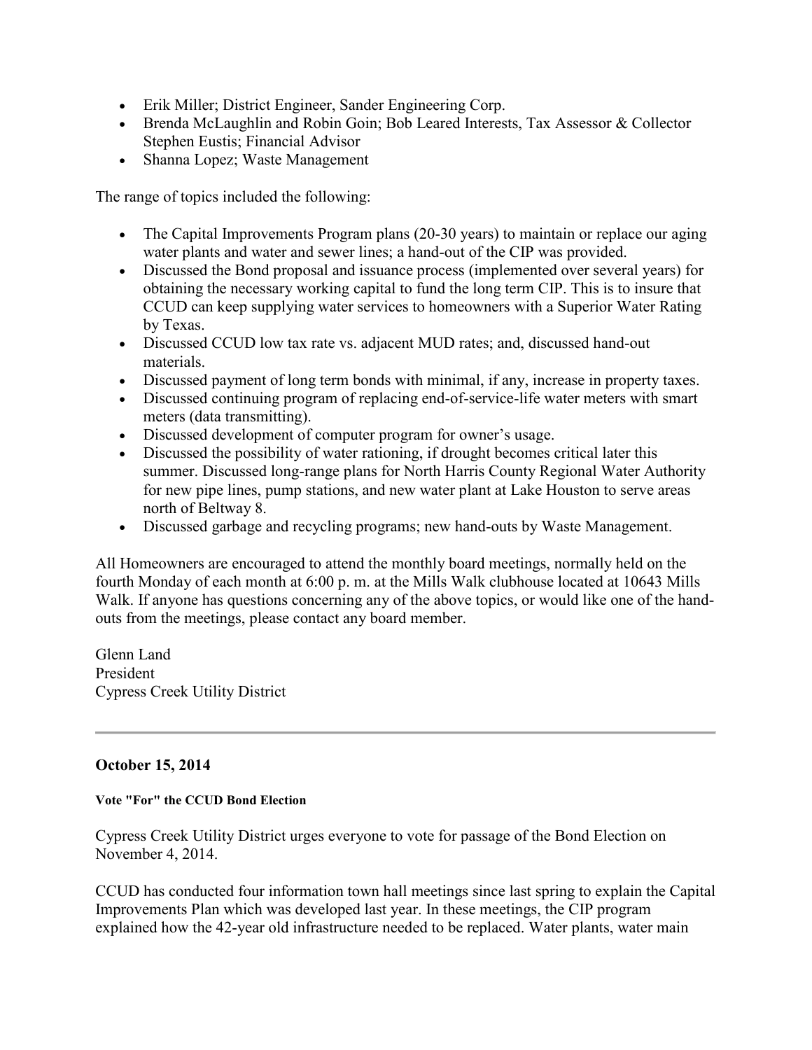- Erik Miller; District Engineer, Sander Engineering Corp.
- Brenda McLaughlin and Robin Goin; Bob Leared Interests, Tax Assessor & Collector Stephen Eustis; Financial Advisor
- Shanna Lopez; Waste Management

The range of topics included the following:

- The Capital Improvements Program plans (20-30 years) to maintain or replace our aging water plants and water and sewer lines; a hand-out of the CIP was provided.
- Discussed the Bond proposal and issuance process (implemented over several years) for obtaining the necessary working capital to fund the long term CIP. This is to insure that CCUD can keep supplying water services to homeowners with a Superior Water Rating by Texas.
- Discussed CCUD low tax rate vs. adjacent MUD rates; and, discussed hand-out materials.
- Discussed payment of long term bonds with minimal, if any, increase in property taxes.
- Discussed continuing program of replacing end-of-service-life water meters with smart meters (data transmitting).
- Discussed development of computer program for owner's usage.
- Discussed the possibility of water rationing, if drought becomes critical later this summer. Discussed long-range plans for North Harris County Regional Water Authority for new pipe lines, pump stations, and new water plant at Lake Houston to serve areas north of Beltway 8.
- Discussed garbage and recycling programs; new hand-outs by Waste Management.

All Homeowners are encouraged to attend the monthly board meetings, normally held on the fourth Monday of each month at 6:00 p. m. at the Mills Walk clubhouse located at 10643 Mills Walk. If anyone has questions concerning any of the above topics, or would like one of the hand-outs from the meetings, please contact any board member.

Glenn Land
President
Cypress Creek Utility District

---

**October 15, 2014**

**Vote "For" the CCUD Bond Election**

Cypress Creek Utility District urges everyone to vote for passage of the Bond Election on November 4, 2014.

CCUD has conducted four information town hall meetings since last spring to explain the Capital Improvements Plan which was developed last year. In these meetings, the CIP program explained how the 42-year old infrastructure needed to be replaced. Water plants, water main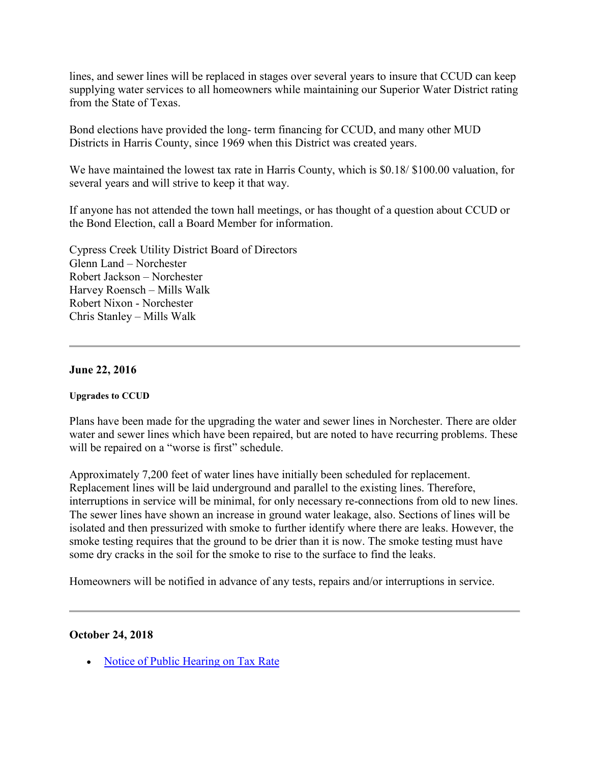lines, and sewer lines will be replaced in stages over several years to insure that CCUD can keep supplying water services to all homeowners while maintaining our Superior Water District rating from the State of Texas.

Bond elections have provided the long- term financing for CCUD, and many other MUD Districts in Harris County, since 1969 when this District was created years.

We have maintained the lowest tax rate in Harris County, which is $0.18/ $100.00 valuation, for several years and will strive to keep it that way.

If anyone has not attended the town hall meetings, or has thought of a question about CCUD or the Bond Election, call a Board Member for information.

Cypress Creek Utility District Board of Directors
Glenn Land – Norchester
Robert Jackson – Norchester
Harvey Roensch – Mills Walk
Robert Nixon - Norchester
Chris Stanley – Mills Walk

---

**June 22, 2016**

**Upgrades to CCUD**

Plans have been made for the upgrading the water and sewer lines in Norchester. There are older water and sewer lines which have been repaired, but are noted to have recurring problems. These will be repaired on a "worse is first" schedule.

Approximately 7,200 feet of water lines have initially been scheduled for replacement. Replacement lines will be laid underground and parallel to the existing lines. Therefore, interruptions in service will be minimal, for only necessary re-connections from old to new lines. The sewer lines have shown an increase in ground water leakage, also. Sections of lines will be isolated and then pressurized with smoke to further identify where there are leaks. However, the smoke testing requires that the ground to be drier than it is now. The smoke testing must have some dry cracks in the soil for the smoke to rise to the surface to find the leaks.

Homeowners will be notified in advance of any tests, repairs and/or interruptions in service.

---

**October 24, 2018**

- Notice of Public Hearing on Tax Rate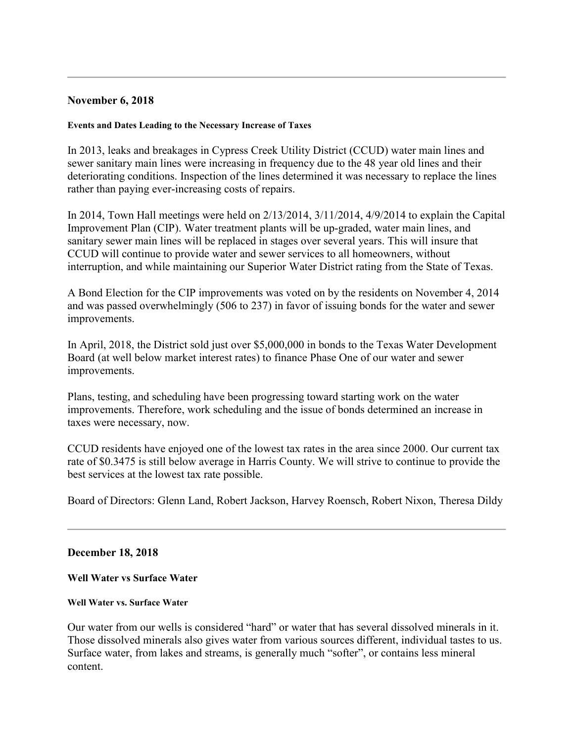---

## November 6, 2018

#### Events and Dates Leading to the Necessary Increase of Taxes

In 2013, leaks and breakages in Cypress Creek Utility District (CCUD) water main lines and sewer sanitary main lines were increasing in frequency due to the 48 year old lines and their deteriorating conditions. Inspection of the lines determined it was necessary to replace the lines rather than paying ever-increasing costs of repairs.

In 2014, Town Hall meetings were held on 2/13/2014, 3/11/2014, 4/9/2014 to explain the Capital Improvement Plan (CIP). Water treatment plants will be up-graded, water main lines, and sanitary sewer main lines will be replaced in stages over several years. This will insure that CCUD will continue to provide water and sewer services to all homeowners, without interruption, and while maintaining our Superior Water District rating from the State of Texas.

A Bond Election for the CIP improvements was voted on by the residents on November 4, 2014 and was passed overwhelmingly (506 to 237) in favor of issuing bonds for the water and sewer improvements.

In April, 2018, the District sold just over $5,000,000 in bonds to the Texas Water Development Board (at well below market interest rates) to finance Phase One of our water and sewer improvements.

Plans, testing, and scheduling have been progressing toward starting work on the water improvements. Therefore, work scheduling and the issue of bonds determined an increase in taxes were necessary, now.

CCUD residents have enjoyed one of the lowest tax rates in the area since 2000. Our current tax rate of $0.3475 is still below average in Harris County. We will strive to continue to provide the best services at the lowest tax rate possible.

Board of Directors: Glenn Land, Robert Jackson, Harvey Roensch, Robert Nixon, Theresa Dildy

---

## December 18, 2018

### Well Water vs Surface Water

#### Well Water vs. Surface Water

Our water from our wells is considered "hard" or water that has several dissolved minerals in it. Those dissolved minerals also gives water from various sources different, individual tastes to us. Surface water, from lakes and streams, is generally much "softer", or contains less mineral content.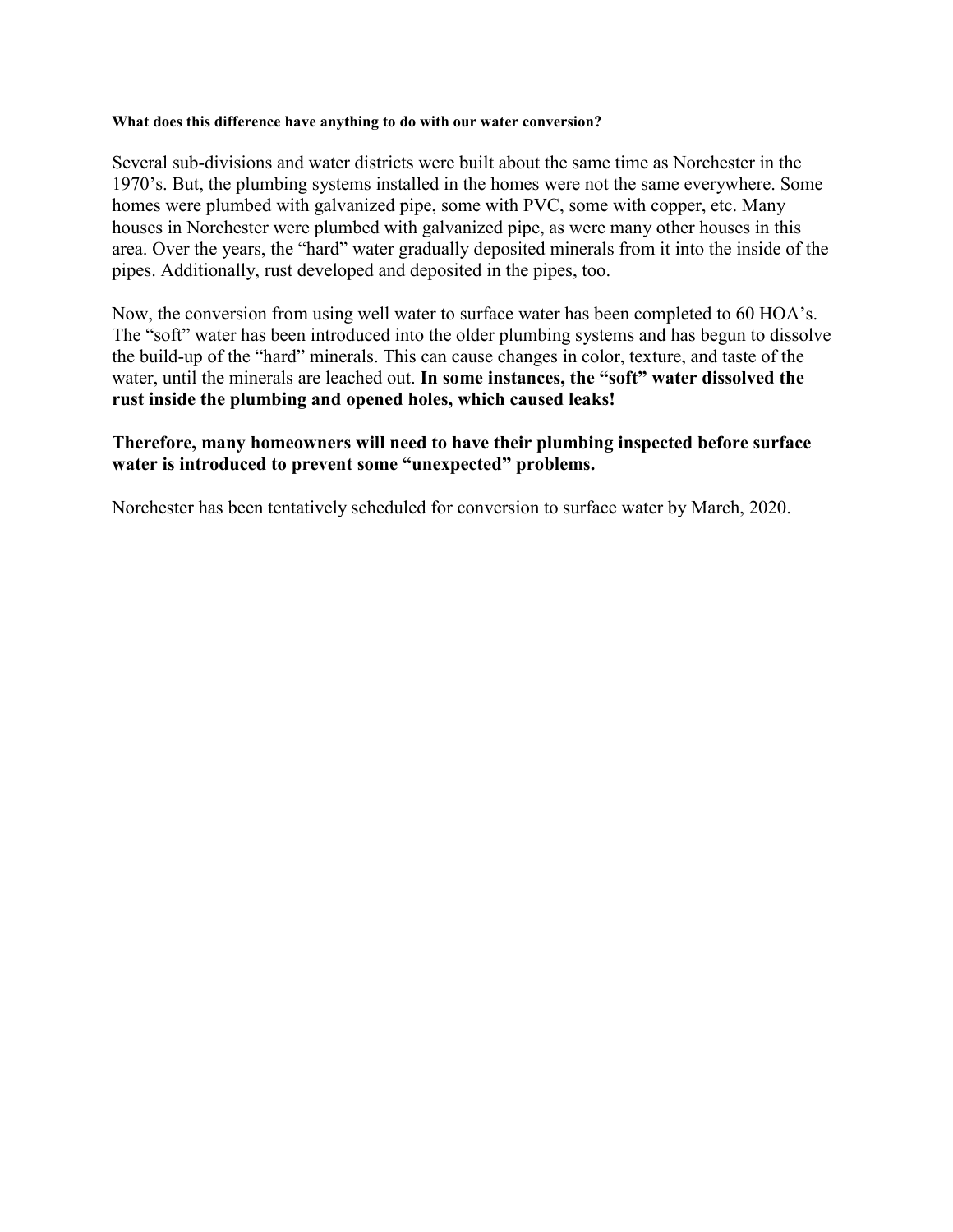#### What does this difference have anything to do with our water conversion?

Several sub-divisions and water districts were built about the same time as Norchester in the 1970's. But, the plumbing systems installed in the homes were not the same everywhere. Some homes were plumbed with galvanized pipe, some with PVC, some with copper, etc. Many houses in Norchester were plumbed with galvanized pipe, as were many other houses in this area. Over the years, the "hard" water gradually deposited minerals from it into the inside of the pipes. Additionally, rust developed and deposited in the pipes, too.

Now, the conversion from using well water to surface water has been completed to 60 HOA's. The "soft" water has been introduced into the older plumbing systems and has begun to dissolve the build-up of the "hard" minerals. This can cause changes in color, texture, and taste of the water, until the minerals are leached out. **In some instances, the "soft" water dissolved the rust inside the plumbing and opened holes, which caused leaks!**

**Therefore, many homeowners will need to have their plumbing inspected before surface water is introduced to prevent some "unexpected" problems.**

Norchester has been tentatively scheduled for conversion to surface water by March, 2020.